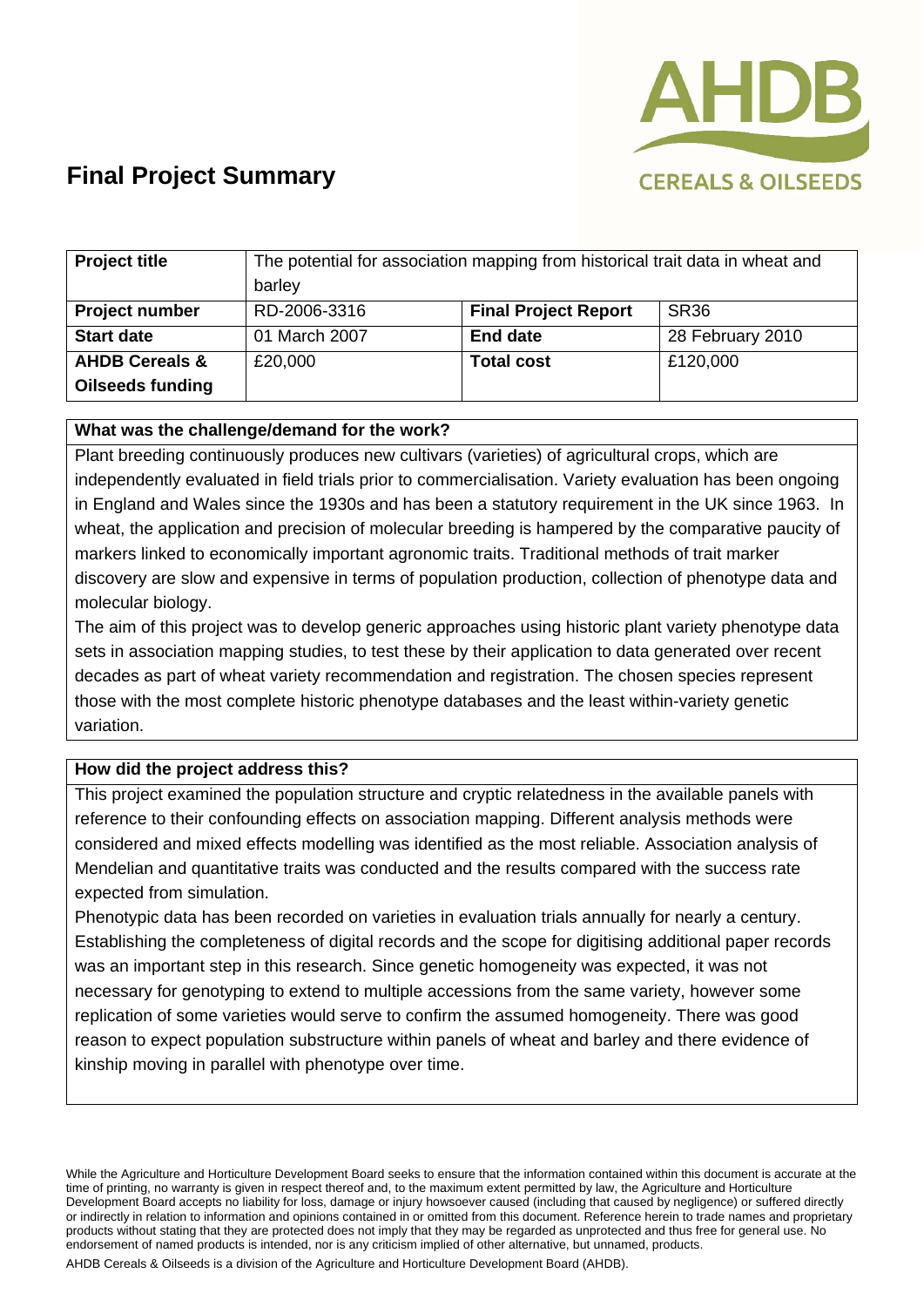# Final Project Summary

| Project title | The potential for association mapping from historical trait data in wheat and barley | | |
|---|---|---|---|
| **Project number** | RD-2006-3316 | **Final Project Report** | SR36 |
| **Start date** | 01 March 2007 | **End date** | 28 February 2010 |
| **AHDB Cereals & Oilseeds funding** | £20,000 | **Total cost** | £120,000 |

**What was the challenge/demand for the work?**

Plant breeding continuously produces new cultivars (varieties) of agricultural crops, which are independently evaluated in field trials prior to commercialisation. Variety evaluation has been ongoing in England and Wales since the 1930s and has been a statutory requirement in the UK since 1963. In wheat, the application and precision of molecular breeding is hampered by the comparative paucity of markers linked to economically important agronomic traits. Traditional methods of trait marker discovery are slow and expensive in terms of population production, collection of phenotype data and molecular biology.

The aim of this project was to develop generic approaches using historic plant variety phenotype data sets in association mapping studies, to test these by their application to data generated over recent decades as part of wheat variety recommendation and registration. The chosen species represent those with the most complete historic phenotype databases and the least within-variety genetic variation.

**How did the project address this?**

This project examined the population structure and cryptic relatedness in the available panels with reference to their confounding effects on association mapping. Different analysis methods were considered and mixed effects modelling was identified as the most reliable. Association analysis of Mendelian and quantitative traits was conducted and the results compared with the success rate expected from simulation.

Phenotypic data has been recorded on varieties in evaluation trials annually for nearly a century. Establishing the completeness of digital records and the scope for digitising additional paper records was an important step in this research. Since genetic homogeneity was expected, it was not necessary for genotyping to extend to multiple accessions from the same variety, however some replication of some varieties would serve to confirm the assumed homogeneity. There was good reason to expect population substructure within panels of wheat and barley and there evidence of kinship moving in parallel with phenotype over time.

While the Agriculture and Horticulture Development Board seeks to ensure that the information contained within this document is accurate at the time of printing, no warranty is given in respect thereof and, to the maximum extent permitted by law, the Agriculture and Horticulture Development Board accepts no liability for loss, damage or injury howsoever caused (including that caused by negligence) or suffered directly or indirectly in relation to information and opinions contained in or omitted from this document. Reference herein to trade names and proprietary products without stating that they are protected does not imply that they may be regarded as unprotected and thus free for general use. No endorsement of named products is intended, nor is any criticism implied of other alternative, but unnamed, products.

AHDB Cereals & Oilseeds is a division of the Agriculture and Horticulture Development Board (AHDB).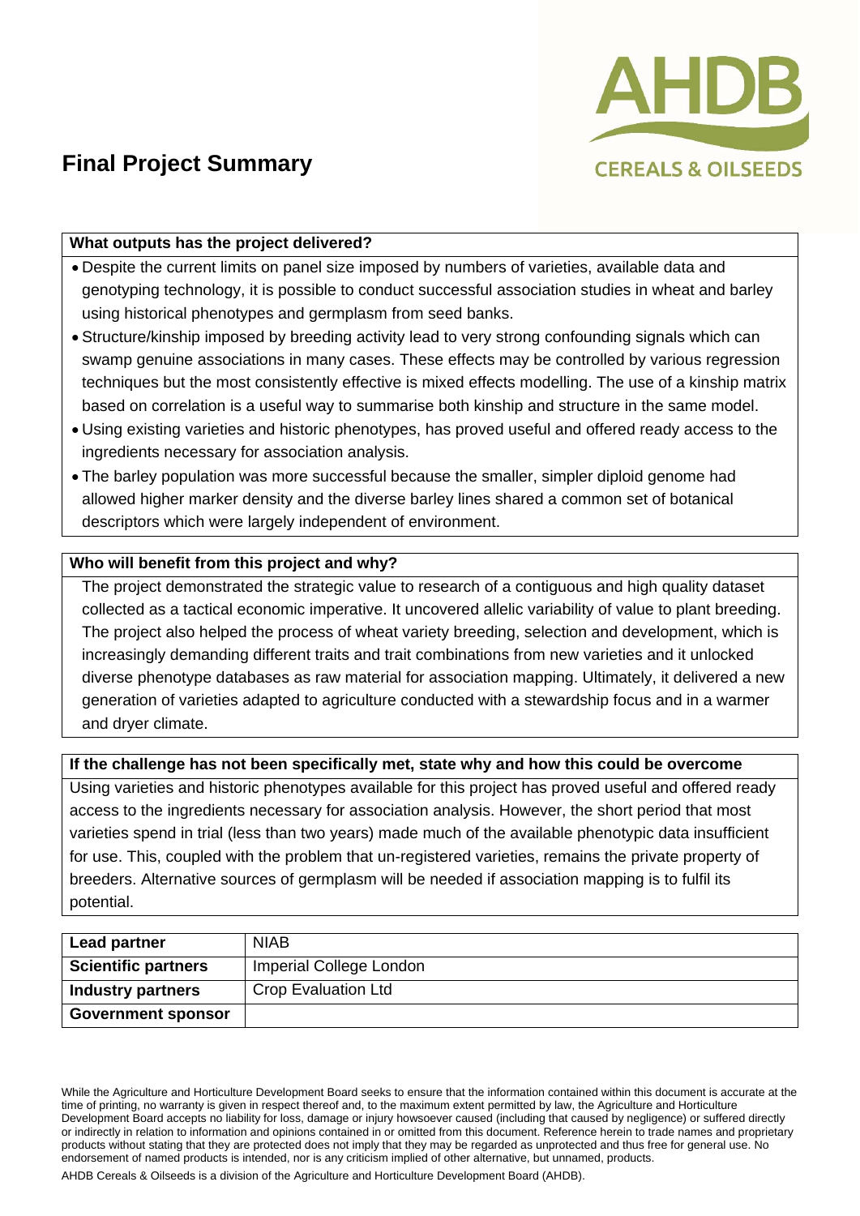# Final Project Summary

AHDB
CEREALS & OILSEEDS

| What outputs has the project delivered? |
|---|
| • Despite the current limits on panel size imposed by numbers of varieties, available data and genotyping technology, it is possible to conduct successful association studies in wheat and barley using historical phenotypes and germplasm from seed banks.<br>• Structure/kinship imposed by breeding activity lead to very strong confounding signals which can swamp genuine associations in many cases. These effects may be controlled by various regression techniques but the most consistently effective is mixed effects modelling. The use of a kinship matrix based on correlation is a useful way to summarise both kinship and structure in the same model.<br>• Using existing varieties and historic phenotypes, has proved useful and offered ready access to the ingredients necessary for association analysis.<br>• The barley population was more successful because the smaller, simpler diploid genome had allowed higher marker density and the diverse barley lines shared a common set of botanical descriptors which were largely independent of environment. |

| Who will benefit from this project and why? |
|---|
| The project demonstrated the strategic value to research of a contiguous and high quality dataset collected as a tactical economic imperative. It uncovered allelic variability of value to plant breeding. The project also helped the process of wheat variety breeding, selection and development, which is increasingly demanding different traits and trait combinations from new varieties and it unlocked diverse phenotype databases as raw material for association mapping. Ultimately, it delivered a new generation of varieties adapted to agriculture conducted with a stewardship focus and in a warmer and dryer climate. |

| If the challenge has not been specifically met, state why and how this could be overcome |
|---|
| Using varieties and historic phenotypes available for this project has proved useful and offered ready access to the ingredients necessary for association analysis. However, the short period that most varieties spend in trial (less than two years) made much of the available phenotypic data insufficient for use. This, coupled with the problem that un-registered varieties, remains the private property of breeders. Alternative sources of germplasm will be needed if association mapping is to fulfil its potential. |

| | |
|---|---|
| **Lead partner** | NIAB |
| **Scientific partners** | Imperial College London |
| **Industry partners** | Crop Evaluation Ltd |
| **Government sponsor** | |

While the Agriculture and Horticulture Development Board seeks to ensure that the information contained within this document is accurate at the time of printing, no warranty is given in respect thereof and, to the maximum extent permitted by law, the Agriculture and Horticulture Development Board accepts no liability for loss, damage or injury howsoever caused (including that caused by negligence) or suffered directly or indirectly in relation to information and opinions contained in or omitted from this document. Reference herein to trade names and proprietary products without stating that they are protected does not imply that they may be regarded as unprotected and thus free for general use. No endorsement of named products is intended, nor is any criticism implied of other alternative, but unnamed, products.

AHDB Cereals & Oilseeds is a division of the Agriculture and Horticulture Development Board (AHDB).